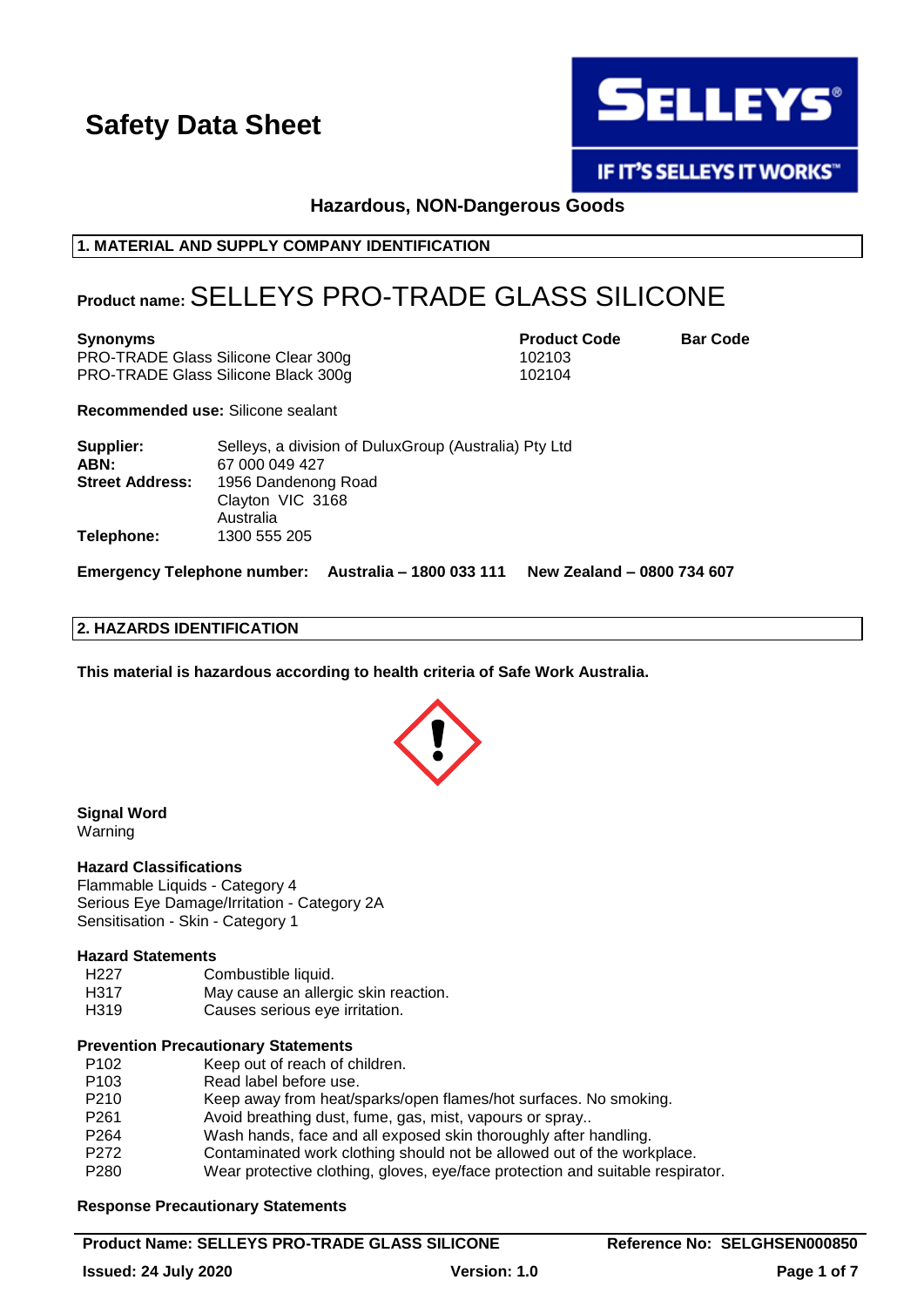# Safety Data Sheet

SELLEYS

IF IT'S SELLEYS IT WORKS™

### Hazardous, NON-Dangerous Goods

## 1. MATERIAL AND SUPPLY COMPANY IDENTIFICATION

**Product name:** SELLEYS PRO-TRADE GLASS SILICONE

| Synonyms | Product Code | Bar Code |
|---|---|---|
| PRO-TRADE Glass Silicone Clear 300g | 102103 | |
| PRO-TRADE Glass Silicone Black 300g | 102104 | |

**Recommended use:** Silicone sealant

**Supplier:** Selleys, a division of DuluxGroup (Australia) Pty Ltd
**ABN:** 67 000 049 427
**Street Address:** 1956 Dandenong Road
Clayton VIC 3168
Australia
**Telephone:** 1300 555 205

**Emergency Telephone number: Australia – 1800 033 111 New Zealand – 0800 734 607**

## 2. HAZARDS IDENTIFICATION

**This material is hazardous according to health criteria of Safe Work Australia.**

**Signal Word**
Warning

**Hazard Classifications**
Flammable Liquids - Category 4
Serious Eye Damage/Irritation - Category 2A
Sensitisation - Skin - Category 1

**Hazard Statements**

| | |
|---|---|
| H227 | Combustible liquid. |
| H317 | May cause an allergic skin reaction. |
| H319 | Causes serious eye irritation. |

**Prevention Precautionary Statements**

| | |
|---|---|
| P102 | Keep out of reach of children. |
| P103 | Read label before use. |
| P210 | Keep away from heat/sparks/open flames/hot surfaces. No smoking. |
| P261 | Avoid breathing dust, fume, gas, mist, vapours or spray.. |
| P264 | Wash hands, face and all exposed skin thoroughly after handling. |
| P272 | Contaminated work clothing should not be allowed out of the workplace. |
| P280 | Wear protective clothing, gloves, eye/face protection and suitable respirator. |

**Response Precautionary Statements**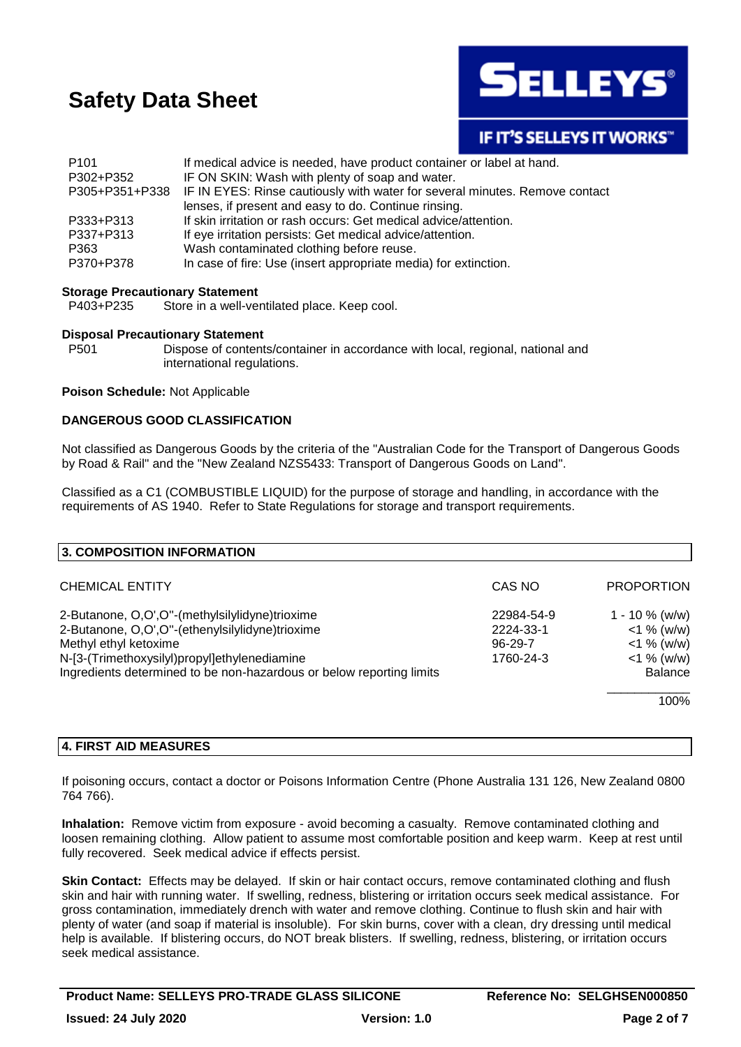| | |
|---|---|
| P101 | If medical advice is needed, have product container or label at hand. |
| P302+P352 | IF ON SKIN: Wash with plenty of soap and water. |
| P305+P351+P338 | IF IN EYES: Rinse cautiously with water for several minutes. Remove contact lenses, if present and easy to do. Continue rinsing. |
| P333+P313 | If skin irritation or rash occurs: Get medical advice/attention. |
| P337+P313 | If eye irritation persists: Get medical advice/attention. |
| P363 | Wash contaminated clothing before reuse. |
| P370+P378 | In case of fire: Use (insert appropriate media) for extinction. |

**Storage Precautionary Statement**

P403+P235 Store in a well-ventilated place. Keep cool.

**Disposal Precautionary Statement**

P501 Dispose of contents/container in accordance with local, regional, national and international regulations.

**Poison Schedule:** Not Applicable

**DANGEROUS GOOD CLASSIFICATION**

Not classified as Dangerous Goods by the criteria of the "Australian Code for the Transport of Dangerous Goods by Road & Rail" and the "New Zealand NZS5433: Transport of Dangerous Goods on Land".

Classified as a C1 (COMBUSTIBLE LIQUID) for the purpose of storage and handling, in accordance with the requirements of AS 1940. Refer to State Regulations for storage and transport requirements.

## 3. COMPOSITION INFORMATION

| CHEMICAL ENTITY | CAS NO | PROPORTION |
|---|---|---|
| 2-Butanone, O,O',O''-(methylsilylidyne)trioxime | 22984-54-9 | 1 - 10 % (w/w) |
| 2-Butanone, O,O',O''-(ethenylsilylidyne)trioxime | 2224-33-1 | <1 % (w/w) |
| Methyl ethyl ketoxime | 96-29-7 | <1 % (w/w) |
| N-[3-(Trimethoxysilyl)propyl]ethylenediamine | 1760-24-3 | <1 % (w/w) |
| Ingredients determined to be non-hazardous or below reporting limits | | Balance |
| | | 100% |

## 4. FIRST AID MEASURES

If poisoning occurs, contact a doctor or Poisons Information Centre (Phone Australia 131 126, New Zealand 0800 764 766).

**Inhalation:** Remove victim from exposure - avoid becoming a casualty. Remove contaminated clothing and loosen remaining clothing. Allow patient to assume most comfortable position and keep warm. Keep at rest until fully recovered. Seek medical advice if effects persist.

**Skin Contact:** Effects may be delayed. If skin or hair contact occurs, remove contaminated clothing and flush skin and hair with running water. If swelling, redness, blistering or irritation occurs seek medical assistance. For gross contamination, immediately drench with water and remove clothing. Continue to flush skin and hair with plenty of water (and soap if material is insoluble). For skin burns, cover with a clean, dry dressing until medical help is available. If blistering occurs, do NOT break blisters. If swelling, redness, blistering, or irritation occurs seek medical assistance.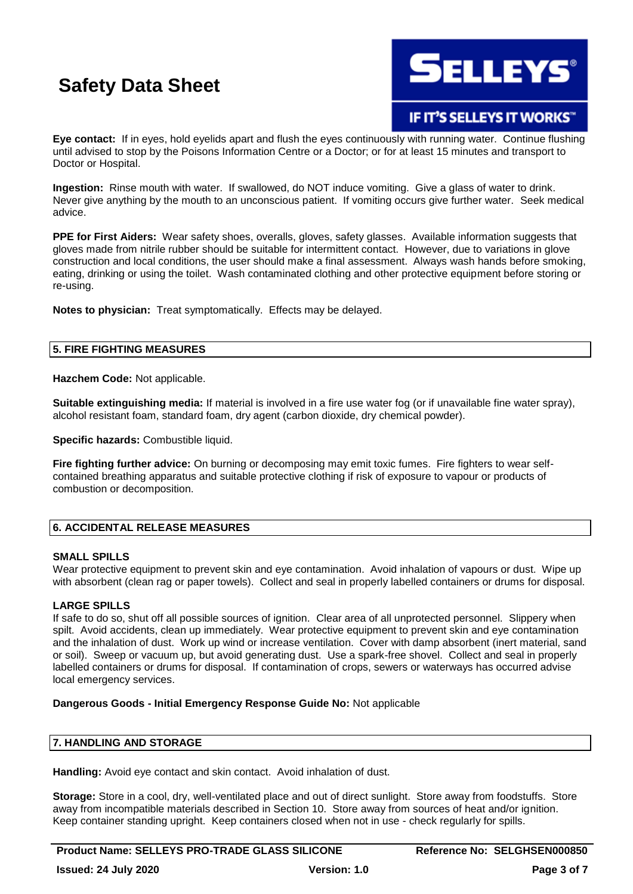**Eye contact:** If in eyes, hold eyelids apart and flush the eyes continuously with running water. Continue flushing until advised to stop by the Poisons Information Centre or a Doctor; or for at least 15 minutes and transport to Doctor or Hospital.

**Ingestion:** Rinse mouth with water. If swallowed, do NOT induce vomiting. Give a glass of water to drink. Never give anything by the mouth to an unconscious patient. If vomiting occurs give further water. Seek medical advice.

**PPE for First Aiders:** Wear safety shoes, overalls, gloves, safety glasses. Available information suggests that gloves made from nitrile rubber should be suitable for intermittent contact. However, due to variations in glove construction and local conditions, the user should make a final assessment. Always wash hands before smoking, eating, drinking or using the toilet. Wash contaminated clothing and other protective equipment before storing or re-using.

**Notes to physician:** Treat symptomatically. Effects may be delayed.

## 5. FIRE FIGHTING MEASURES

**Hazchem Code:** Not applicable.

**Suitable extinguishing media:** If material is involved in a fire use water fog (or if unavailable fine water spray), alcohol resistant foam, standard foam, dry agent (carbon dioxide, dry chemical powder).

**Specific hazards:** Combustible liquid.

**Fire fighting further advice:** On burning or decomposing may emit toxic fumes. Fire fighters to wear self-contained breathing apparatus and suitable protective clothing if risk of exposure to vapour or products of combustion or decomposition.

## 6. ACCIDENTAL RELEASE MEASURES

**SMALL SPILLS**

Wear protective equipment to prevent skin and eye contamination. Avoid inhalation of vapours or dust. Wipe up with absorbent (clean rag or paper towels). Collect and seal in properly labelled containers or drums for disposal.

**LARGE SPILLS**

If safe to do so, shut off all possible sources of ignition. Clear area of all unprotected personnel. Slippery when spilt. Avoid accidents, clean up immediately. Wear protective equipment to prevent skin and eye contamination and the inhalation of dust. Work up wind or increase ventilation. Cover with damp absorbent (inert material, sand or soil). Sweep or vacuum up, but avoid generating dust. Use a spark-free shovel. Collect and seal in properly labelled containers or drums for disposal. If contamination of crops, sewers or waterways has occurred advise local emergency services.

**Dangerous Goods - Initial Emergency Response Guide No:** Not applicable

## 7. HANDLING AND STORAGE

**Handling:** Avoid eye contact and skin contact. Avoid inhalation of dust.

**Storage:** Store in a cool, dry, well-ventilated place and out of direct sunlight. Store away from foodstuffs. Store away from incompatible materials described in Section 10. Store away from sources of heat and/or ignition. Keep container standing upright. Keep containers closed when not in use - check regularly for spills.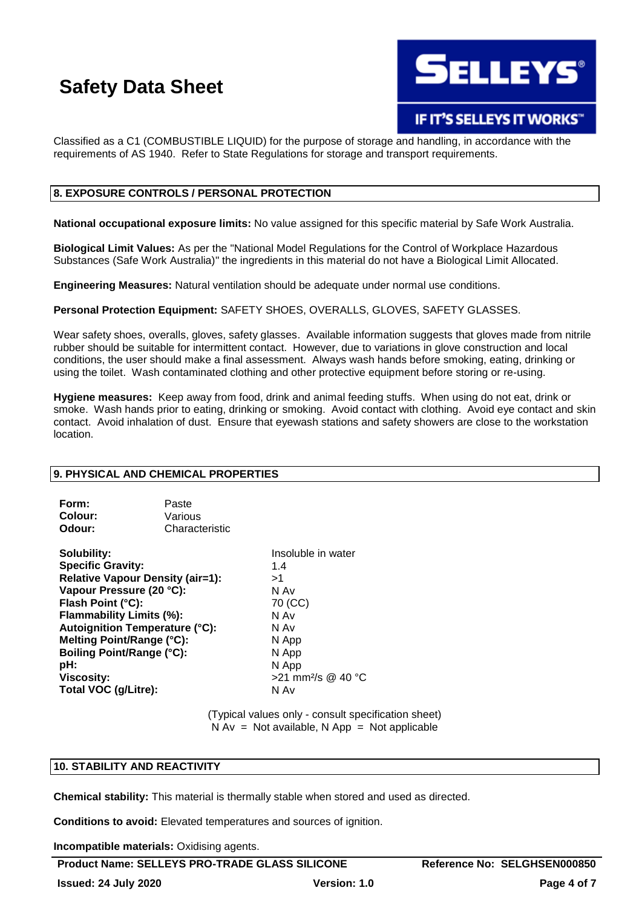Classified as a C1 (COMBUSTIBLE LIQUID) for the purpose of storage and handling, in accordance with the requirements of AS 1940. Refer to State Regulations for storage and transport requirements.

## 8. EXPOSURE CONTROLS / PERSONAL PROTECTION

**National occupational exposure limits:** No value assigned for this specific material by Safe Work Australia.

**Biological Limit Values:** As per the "National Model Regulations for the Control of Workplace Hazardous Substances (Safe Work Australia)" the ingredients in this material do not have a Biological Limit Allocated.

**Engineering Measures:** Natural ventilation should be adequate under normal use conditions.

**Personal Protection Equipment:** SAFETY SHOES, OVERALLS, GLOVES, SAFETY GLASSES.

Wear safety shoes, overalls, gloves, safety glasses. Available information suggests that gloves made from nitrile rubber should be suitable for intermittent contact. However, due to variations in glove construction and local conditions, the user should make a final assessment. Always wash hands before smoking, eating, drinking or using the toilet. Wash contaminated clothing and other protective equipment before storing or re-using.

**Hygiene measures:** Keep away from food, drink and animal feeding stuffs. When using do not eat, drink or smoke. Wash hands prior to eating, drinking or smoking. Avoid contact with clothing. Avoid eye contact and skin contact. Avoid inhalation of dust. Ensure that eyewash stations and safety showers are close to the workstation location.

## 9. PHYSICAL AND CHEMICAL PROPERTIES

| | |
|---|---|
| **Form:** | Paste |
| **Colour:** | Various |
| **Odour:** | Characteristic |

| | |
|---|---|
| **Solubility:** | Insoluble in water |
| **Specific Gravity:** | 1.4 |
| **Relative Vapour Density (air=1):** | >1 |
| **Vapour Pressure (20 °C):** | N Av |
| **Flash Point (°C):** | 70 (CC) |
| **Flammability Limits (%):** | N Av |
| **Autoignition Temperature (°C):** | N Av |
| **Melting Point/Range (°C):** | N App |
| **Boiling Point/Range (°C):** | N App |
| **pH:** | N App |
| **Viscosity:** | >21 $mm^2/s$ @ 40 °C |
| **Total VOC (g/Litre):** | N Av |

(Typical values only - consult specification sheet)
N Av = Not available, N App = Not applicable

## 10. STABILITY AND REACTIVITY

**Chemical stability:** This material is thermally stable when stored and used as directed.

**Conditions to avoid:** Elevated temperatures and sources of ignition.

**Incompatible materials:** Oxidising agents.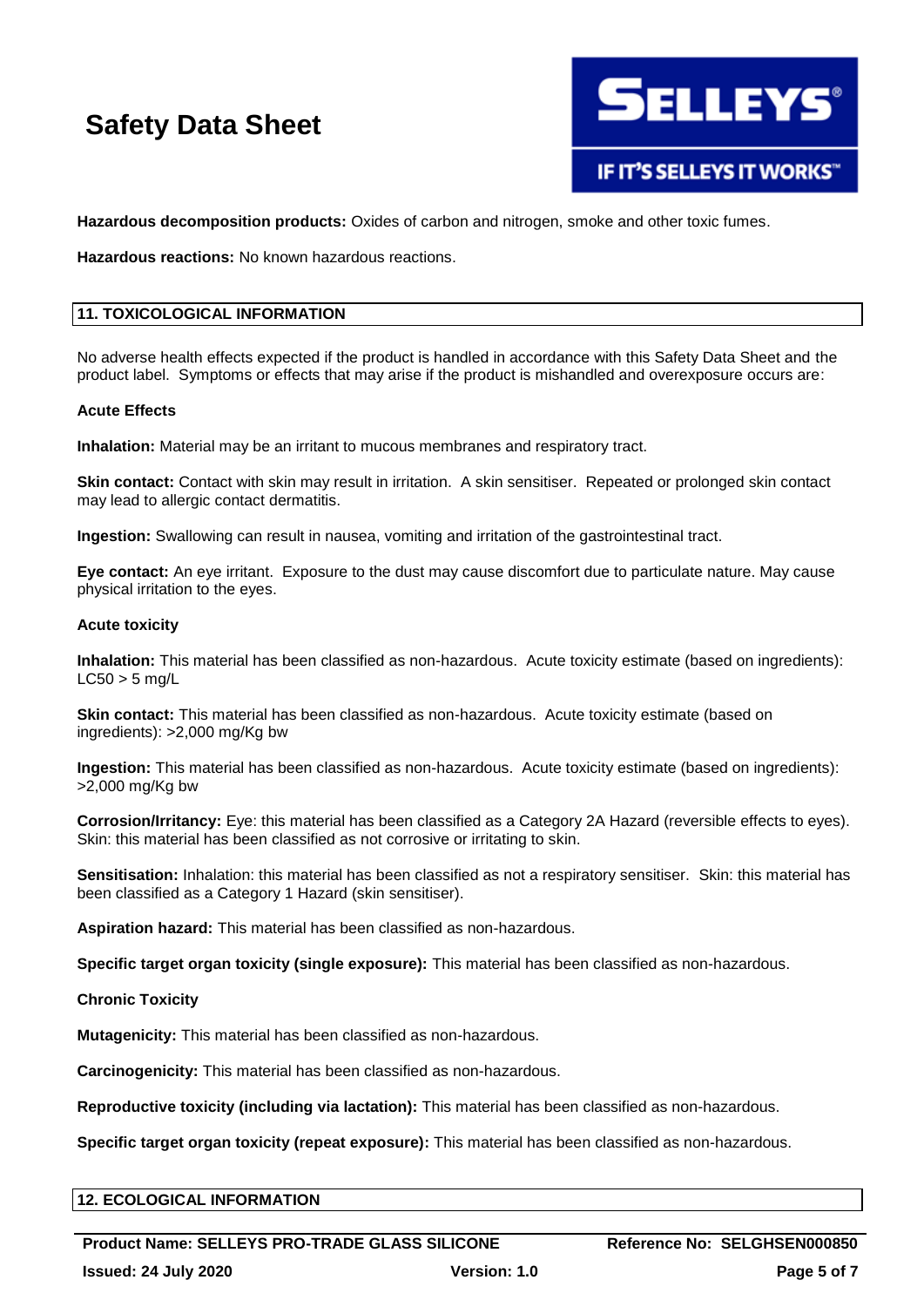**Hazardous decomposition products:** Oxides of carbon and nitrogen, smoke and other toxic fumes.

**Hazardous reactions:** No known hazardous reactions.

## 11. TOXICOLOGICAL INFORMATION

No adverse health effects expected if the product is handled in accordance with this Safety Data Sheet and the product label. Symptoms or effects that may arise if the product is mishandled and overexposure occurs are:

### Acute Effects

**Inhalation:** Material may be an irritant to mucous membranes and respiratory tract.

**Skin contact:** Contact with skin may result in irritation. A skin sensitiser. Repeated or prolonged skin contact may lead to allergic contact dermatitis.

**Ingestion:** Swallowing can result in nausea, vomiting and irritation of the gastrointestinal tract.

**Eye contact:** An eye irritant. Exposure to the dust may cause discomfort due to particulate nature. May cause physical irritation to the eyes.

### Acute toxicity

**Inhalation:** This material has been classified as non-hazardous. Acute toxicity estimate (based on ingredients): LC50 > 5 mg/L

**Skin contact:** This material has been classified as non-hazardous. Acute toxicity estimate (based on ingredients): >2,000 mg/Kg bw

**Ingestion:** This material has been classified as non-hazardous. Acute toxicity estimate (based on ingredients): >2,000 mg/Kg bw

**Corrosion/Irritancy:** Eye: this material has been classified as a Category 2A Hazard (reversible effects to eyes). Skin: this material has been classified as not corrosive or irritating to skin.

**Sensitisation:** Inhalation: this material has been classified as not a respiratory sensitiser. Skin: this material has been classified as a Category 1 Hazard (skin sensitiser).

**Aspiration hazard:** This material has been classified as non-hazardous.

**Specific target organ toxicity (single exposure):** This material has been classified as non-hazardous.

### Chronic Toxicity

**Mutagenicity:** This material has been classified as non-hazardous.

**Carcinogenicity:** This material has been classified as non-hazardous.

**Reproductive toxicity (including via lactation):** This material has been classified as non-hazardous.

**Specific target organ toxicity (repeat exposure):** This material has been classified as non-hazardous.

## 12. ECOLOGICAL INFORMATION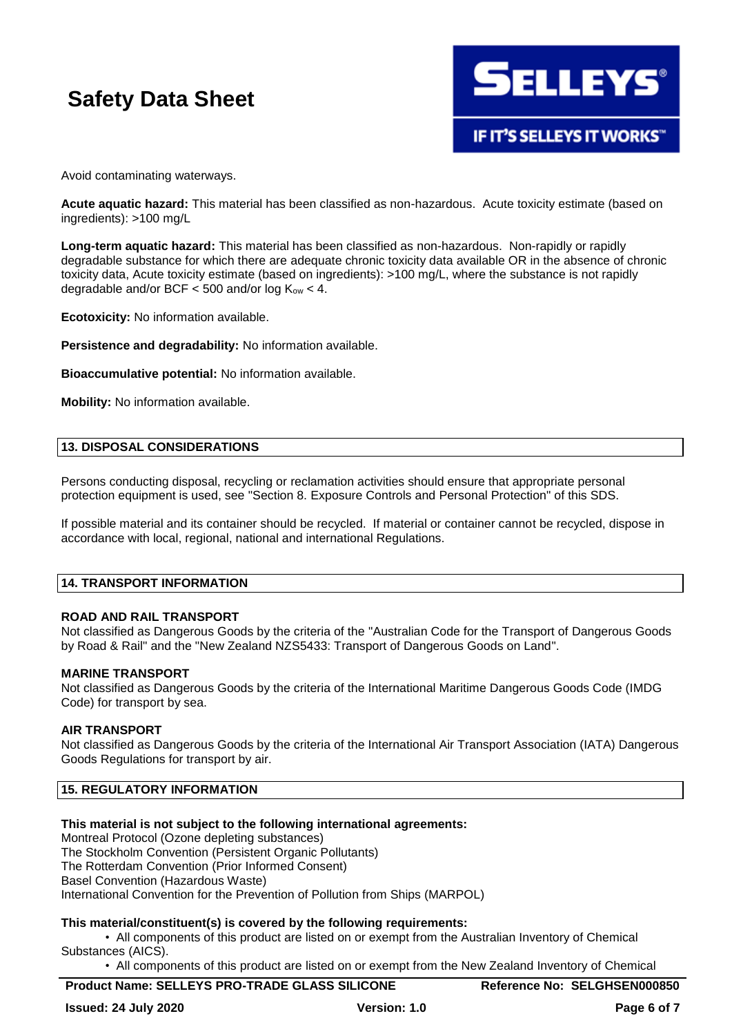Avoid contaminating waterways.

**Acute aquatic hazard:** This material has been classified as non-hazardous. Acute toxicity estimate (based on ingredients): >100 mg/L

**Long-term aquatic hazard:** This material has been classified as non-hazardous. Non-rapidly or rapidly degradable substance for which there are adequate chronic toxicity data available OR in the absence of chronic toxicity data, Acute toxicity estimate (based on ingredients): >100 mg/L, where the substance is not rapidly degradable and/or BCF < 500 and/or log $K_{ow}$ < 4.

**Ecotoxicity:** No information available.

**Persistence and degradability:** No information available.

**Bioaccumulative potential:** No information available.

**Mobility:** No information available.

## 13. DISPOSAL CONSIDERATIONS

Persons conducting disposal, recycling or reclamation activities should ensure that appropriate personal protection equipment is used, see "Section 8. Exposure Controls and Personal Protection" of this SDS.

If possible material and its container should be recycled. If material or container cannot be recycled, dispose in accordance with local, regional, national and international Regulations.

## 14. TRANSPORT INFORMATION

**ROAD AND RAIL TRANSPORT**
Not classified as Dangerous Goods by the criteria of the "Australian Code for the Transport of Dangerous Goods by Road & Rail" and the "New Zealand NZS5433: Transport of Dangerous Goods on Land".

**MARINE TRANSPORT**
Not classified as Dangerous Goods by the criteria of the International Maritime Dangerous Goods Code (IMDG Code) for transport by sea.

**AIR TRANSPORT**
Not classified as Dangerous Goods by the criteria of the International Air Transport Association (IATA) Dangerous Goods Regulations for transport by air.

## 15. REGULATORY INFORMATION

**This material is not subject to the following international agreements:**
Montreal Protocol (Ozone depleting substances)
The Stockholm Convention (Persistent Organic Pollutants)
The Rotterdam Convention (Prior Informed Consent)
Basel Convention (Hazardous Waste)
International Convention for the Prevention of Pollution from Ships (MARPOL)

**This material/constituent(s) is covered by the following requirements:**

- All components of this product are listed on or exempt from the Australian Inventory of Chemical Substances (AICS).
- All components of this product are listed on or exempt from the New Zealand Inventory of Chemical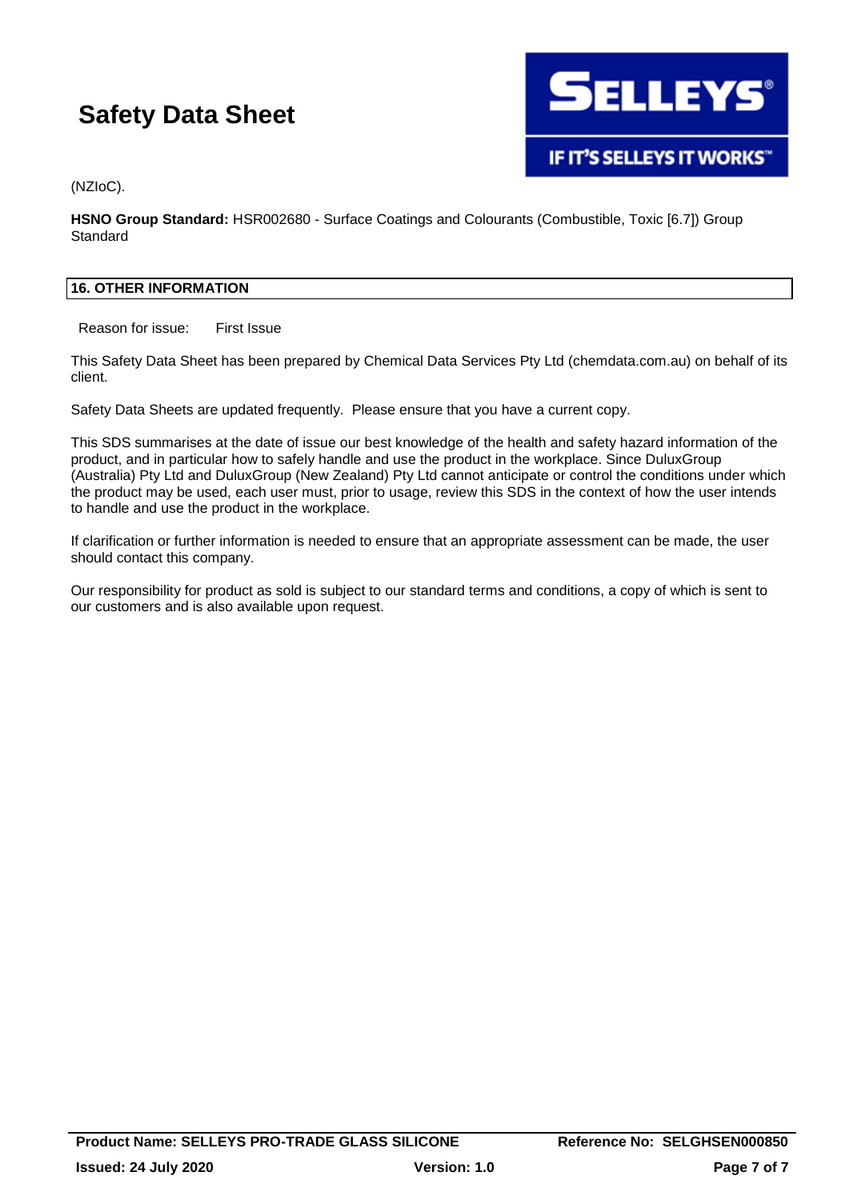(NZIoC).

**HSNO Group Standard:** HSR002680 - Surface Coatings and Colourants (Combustible, Toxic [6.7]) Group Standard

## 16. OTHER INFORMATION

Reason for issue: First Issue

This Safety Data Sheet has been prepared by Chemical Data Services Pty Ltd (chemdata.com.au) on behalf of its client.

Safety Data Sheets are updated frequently. Please ensure that you have a current copy.

This SDS summarises at the date of issue our best knowledge of the health and safety hazard information of the product, and in particular how to safely handle and use the product in the workplace. Since DuluxGroup (Australia) Pty Ltd and DuluxGroup (New Zealand) Pty Ltd cannot anticipate or control the conditions under which the product may be used, each user must, prior to usage, review this SDS in the context of how the user intends to handle and use the product in the workplace.

If clarification or further information is needed to ensure that an appropriate assessment can be made, the user should contact this company.

Our responsibility for product as sold is subject to our standard terms and conditions, a copy of which is sent to our customers and is also available upon request.